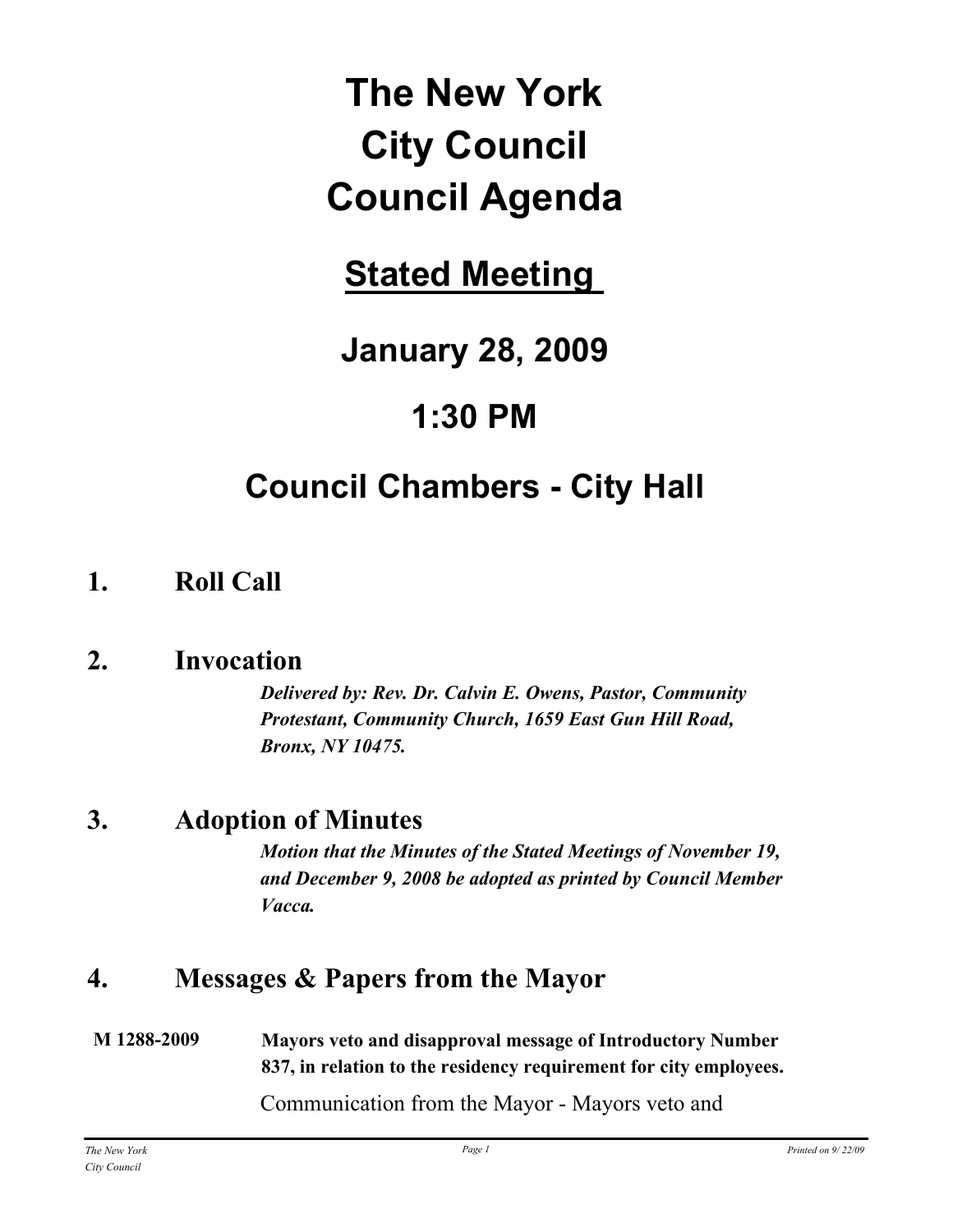# The New York City Council Council Agenda

## Stated Meeting

## January 28, 2009

## 1:30 PM

## Council Chambers - City Hall

### 1. Roll Call

### 2. Invocation

***Delivered by: Rev. Dr. Calvin E. Owens, Pastor, Community Protestant, Community Church, 1659 East Gun Hill Road, Bronx, NY 10475.***

### 3. Adoption of Minutes

***Motion that the Minutes of the Stated Meetings of November 19, and December 9, 2008 be adopted as printed by Council Member Vacca.***

### 4. Messages & Papers from the Mayor

**M 1288-2009** **Mayors veto and disapproval message of Introductory Number 837, in relation to the residency requirement for city employees.**

Communication from the Mayor - Mayors veto and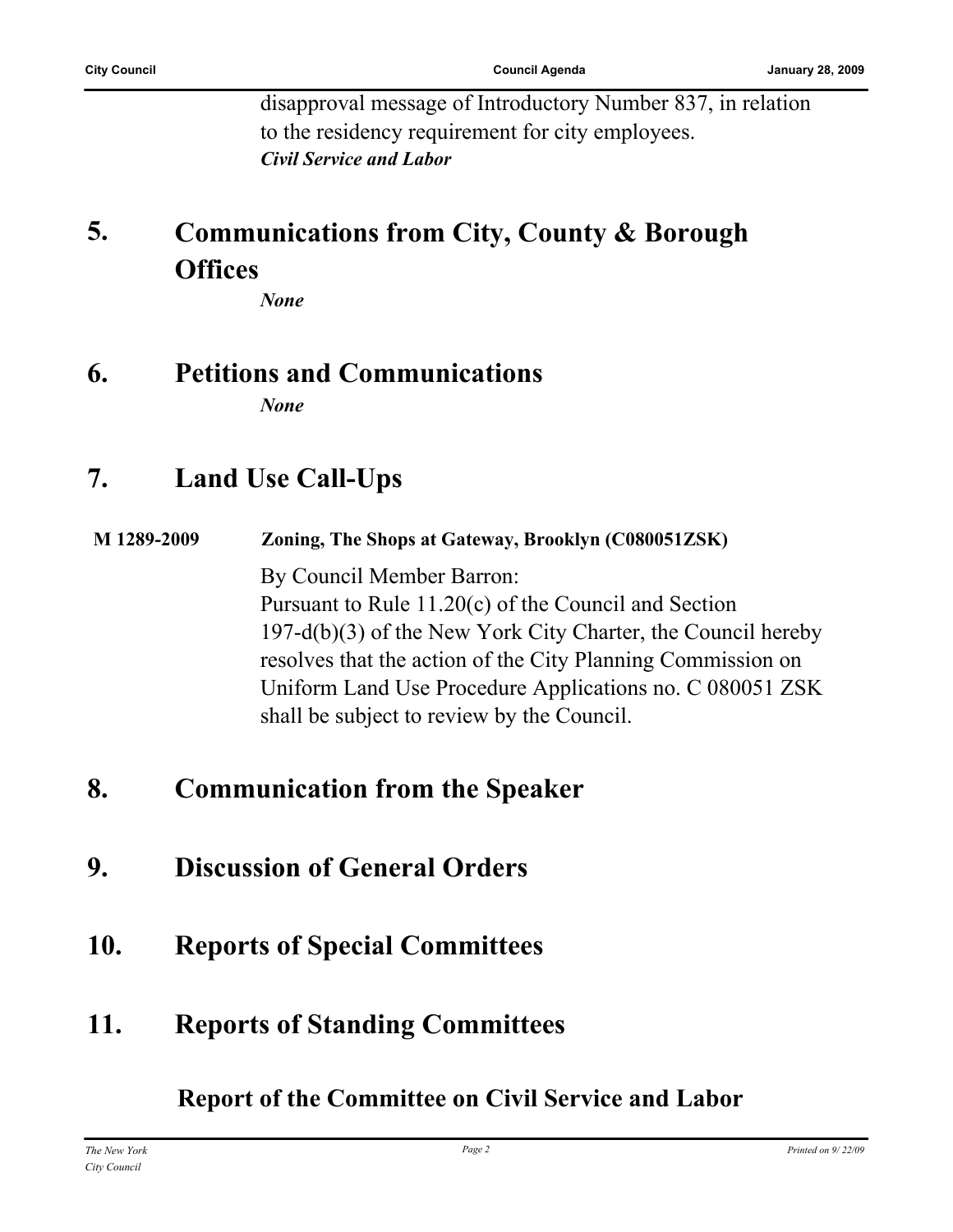disapproval message of Introductory Number 837, in relation to the residency requirement for city employees.
***Civil Service and Labor***

## 5. Communications from City, County & Borough Offices

*None*

## 6. Petitions and Communications

*None*

## 7. Land Use Call-Ups

**M 1289-2009** **Zoning, The Shops at Gateway, Brooklyn (C080051ZSK)**

By Council Member Barron:
Pursuant to Rule 11.20(c) of the Council and Section 197-d(b)(3) of the New York City Charter, the Council hereby resolves that the action of the City Planning Commission on Uniform Land Use Procedure Applications no. C 080051 ZSK shall be subject to review by the Council.

## 8. Communication from the Speaker

## 9. Discussion of General Orders

## 10. Reports of Special Committees

## 11. Reports of Standing Committees

### Report of the Committee on Civil Service and Labor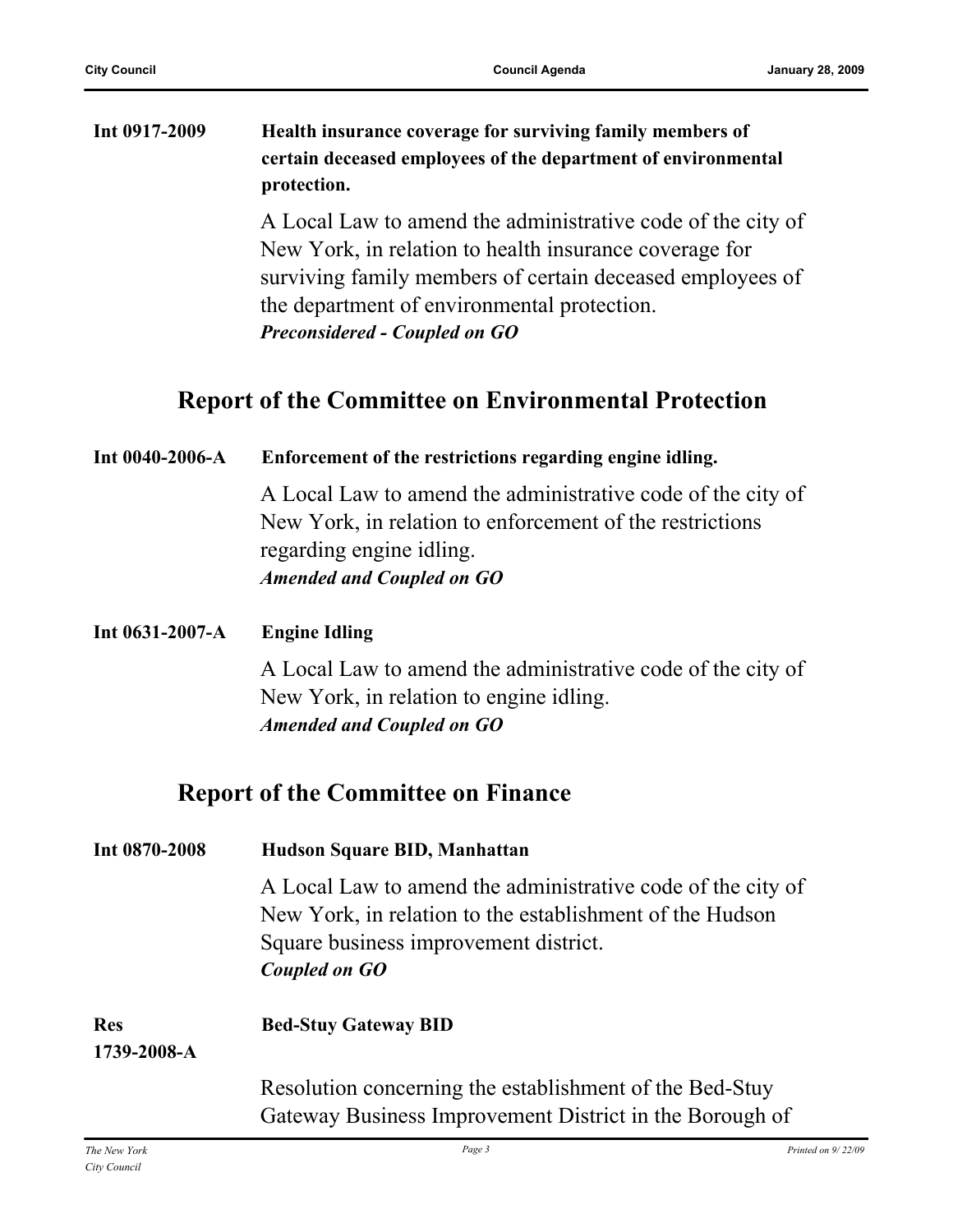**Int 0917-2009** **Health insurance coverage for surviving family members of certain deceased employees of the department of environmental protection.**

A Local Law to amend the administrative code of the city of New York, in relation to health insurance coverage for surviving family members of certain deceased employees of the department of environmental protection.
***Preconsidered - Coupled on GO***

## Report of the Committee on Environmental Protection

**Int 0040-2006-A** **Enforcement of the restrictions regarding engine idling.**

A Local Law to amend the administrative code of the city of New York, in relation to enforcement of the restrictions regarding engine idling.
***Amended and Coupled on GO***

**Int 0631-2007-A** **Engine Idling**

A Local Law to amend the administrative code of the city of New York, in relation to engine idling.
***Amended and Coupled on GO***

## Report of the Committee on Finance

**Int 0870-2008** **Hudson Square BID, Manhattan**

A Local Law to amend the administrative code of the city of New York, in relation to the establishment of the Hudson Square business improvement district.
***Coupled on GO***

**Res 1739-2008-A** **Bed-Stuy Gateway BID**

Resolution concerning the establishment of the Bed-Stuy Gateway Business Improvement District in the Borough of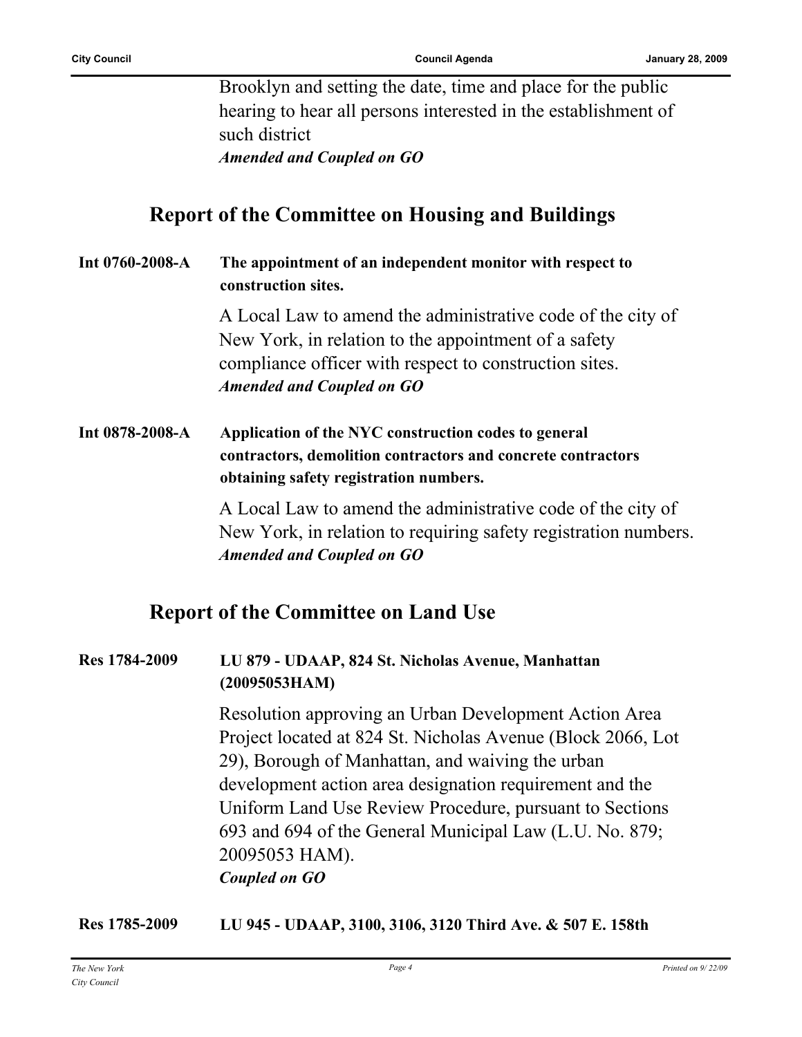Brooklyn and setting the date, time and place for the public hearing to hear all persons interested in the establishment of such district
***Amended and Coupled on GO***

## Report of the Committee on Housing and Buildings

**Int 0760-2008-A** **The appointment of an independent monitor with respect to construction sites.**

A Local Law to amend the administrative code of the city of New York, in relation to the appointment of a safety compliance officer with respect to construction sites.
***Amended and Coupled on GO***

**Int 0878-2008-A** **Application of the NYC construction codes to general contractors, demolition contractors and concrete contractors obtaining safety registration numbers.**

A Local Law to amend the administrative code of the city of New York, in relation to requiring safety registration numbers.
***Amended and Coupled on GO***

## Report of the Committee on Land Use

**Res 1784-2009** **LU 879 - UDAAP, 824 St. Nicholas Avenue, Manhattan (20095053HAM)**

Resolution approving an Urban Development Action Area Project located at 824 St. Nicholas Avenue (Block 2066, Lot 29), Borough of Manhattan, and waiving the urban development action area designation requirement and the Uniform Land Use Review Procedure, pursuant to Sections 693 and 694 of the General Municipal Law (L.U. No. 879; 20095053 HAM).
***Coupled on GO***

**Res 1785-2009** **LU 945 - UDAAP, 3100, 3106, 3120 Third Ave. & 507 E. 158th**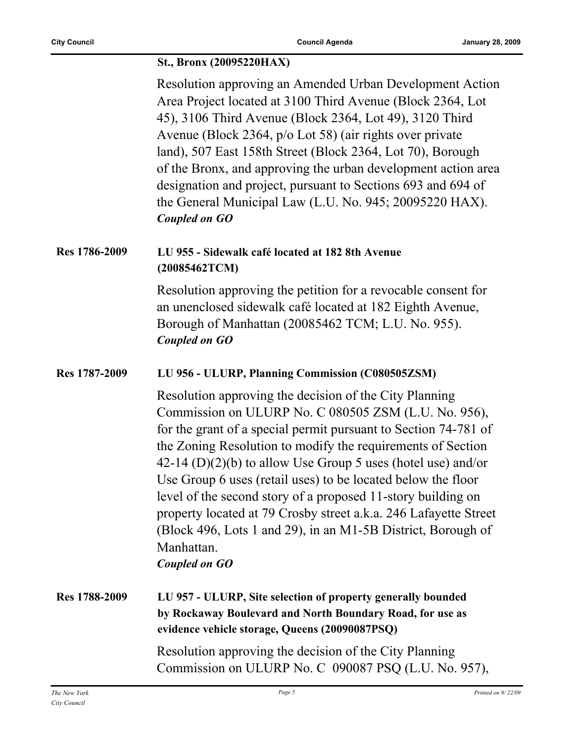**St., Bronx (20095220HAX)**

Resolution approving an Amended Urban Development Action Area Project located at 3100 Third Avenue (Block 2364, Lot 45), 3106 Third Avenue (Block 2364, Lot 49), 3120 Third Avenue (Block 2364, p/o Lot 58) (air rights over private land), 507 East 158th Street (Block 2364, Lot 70), Borough of the Bronx, and approving the urban development action area designation and project, pursuant to Sections 693 and 694 of the General Municipal Law (L.U. No. 945; 20095220 HAX).
***Coupled on GO***

**Res 1786-2009** **LU 955 - Sidewalk café located at 182 8th Avenue (20085462TCM)**

Resolution approving the petition for a revocable consent for an unenclosed sidewalk café located at 182 Eighth Avenue, Borough of Manhattan (20085462 TCM; L.U. No. 955).
***Coupled on GO***

**Res 1787-2009** **LU 956 - ULURP, Planning Commission (C080505ZSM)**

Resolution approving the decision of the City Planning Commission on ULURP No. C 080505 ZSM (L.U. No. 956), for the grant of a special permit pursuant to Section 74-781 of the Zoning Resolution to modify the requirements of Section 42-14 (D)(2)(b) to allow Use Group 5 uses (hotel use) and/or Use Group 6 uses (retail uses) to be located below the floor level of the second story of a proposed 11-story building on property located at 79 Crosby street a.k.a. 246 Lafayette Street (Block 496, Lots 1 and 29), in an M1-5B District, Borough of Manhattan.
***Coupled on GO***

**Res 1788-2009** **LU 957 - ULURP, Site selection of property generally bounded by Rockaway Boulevard and North Boundary Road, for use as evidence vehicle storage, Queens (20090087PSQ)**

Resolution approving the decision of the City Planning Commission on ULURP No. C 090087 PSQ (L.U. No. 957),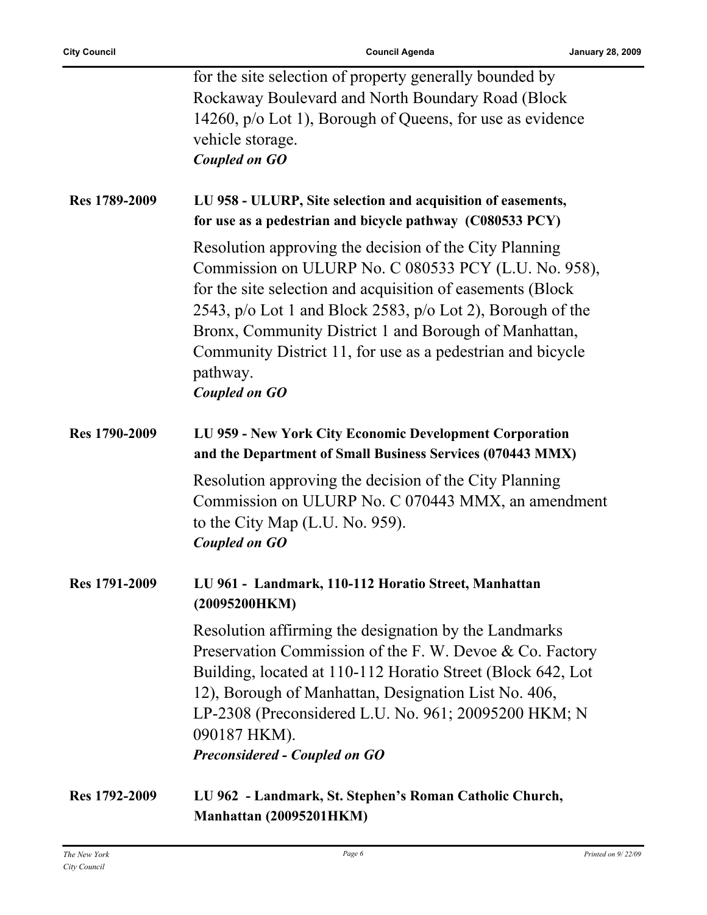for the site selection of property generally bounded by Rockaway Boulevard and North Boundary Road (Block 14260, p/o Lot 1), Borough of Queens, for use as evidence vehicle storage.

***Coupled on GO***

**Res 1789-2009** **LU 958 - ULURP, Site selection and acquisition of easements, for use as a pedestrian and bicycle pathway (C080533 PCY)**

Resolution approving the decision of the City Planning Commission on ULURP No. C 080533 PCY (L.U. No. 958), for the site selection and acquisition of easements (Block 2543, p/o Lot 1 and Block 2583, p/o Lot 2), Borough of the Bronx, Community District 1 and Borough of Manhattan, Community District 11, for use as a pedestrian and bicycle pathway.

***Coupled on GO***

**Res 1790-2009** **LU 959 - New York City Economic Development Corporation and the Department of Small Business Services (070443 MMX)**

Resolution approving the decision of the City Planning Commission on ULURP No. C 070443 MMX, an amendment to the City Map (L.U. No. 959).

***Coupled on GO***

**Res 1791-2009** **LU 961 - Landmark, 110-112 Horatio Street, Manhattan (20095200HKM)**

Resolution affirming the designation by the Landmarks Preservation Commission of the F. W. Devoe & Co. Factory Building, located at 110-112 Horatio Street (Block 642, Lot 12), Borough of Manhattan, Designation List No. 406, LP-2308 (Preconsidered L.U. No. 961; 20095200 HKM; N 090187 HKM).

***Preconsidered - Coupled on GO***

**Res 1792-2009** **LU 962 - Landmark, St. Stephen's Roman Catholic Church, Manhattan (20095201HKM)**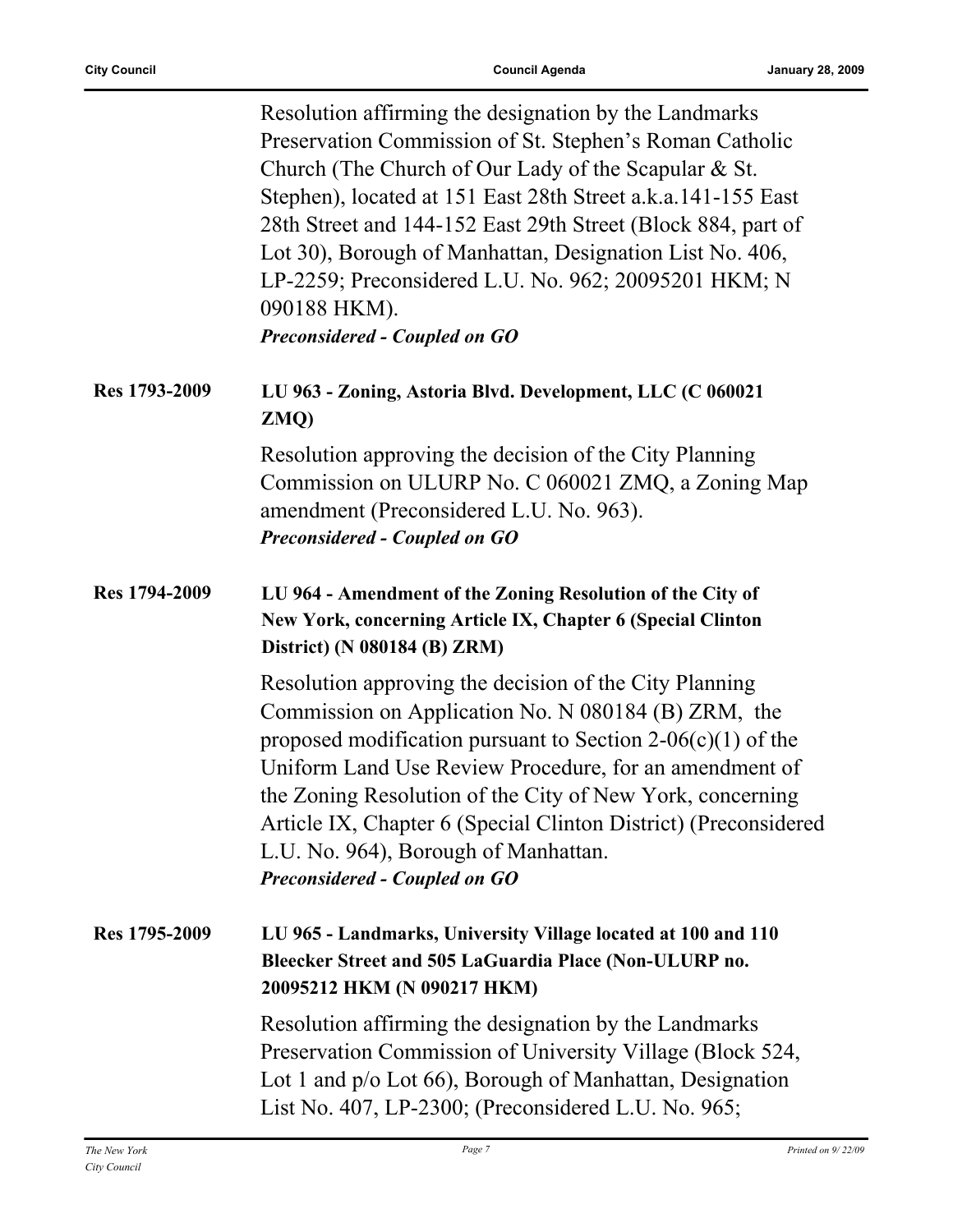Resolution affirming the designation by the Landmarks Preservation Commission of St. Stephen's Roman Catholic Church (The Church of Our Lady of the Scapular & St. Stephen), located at 151 East 28th Street a.k.a.141-155 East 28th Street and 144-152 East 29th Street (Block 884, part of Lot 30), Borough of Manhattan, Designation List No. 406, LP-2259; Preconsidered L.U. No. 962; 20095201 HKM; N 090188 HKM).

***Preconsidered - Coupled on GO***

**Res 1793-2009** **LU 963 - Zoning, Astoria Blvd. Development, LLC (C 060021 ZMQ)**

Resolution approving the decision of the City Planning Commission on ULURP No. C 060021 ZMQ, a Zoning Map amendment (Preconsidered L.U. No. 963).

***Preconsidered - Coupled on GO***

**Res 1794-2009** **LU 964 - Amendment of the Zoning Resolution of the City of New York, concerning Article IX, Chapter 6 (Special Clinton District) (N 080184 (B) ZRM)**

Resolution approving the decision of the City Planning Commission on Application No. N 080184 (B) ZRM, the proposed modification pursuant to Section 2-06(c)(1) of the Uniform Land Use Review Procedure, for an amendment of the Zoning Resolution of the City of New York, concerning Article IX, Chapter 6 (Special Clinton District) (Preconsidered L.U. No. 964), Borough of Manhattan.

***Preconsidered - Coupled on GO***

**Res 1795-2009** **LU 965 - Landmarks, University Village located at 100 and 110 Bleecker Street and 505 LaGuardia Place (Non-ULURP no. 20095212 HKM (N 090217 HKM)**

Resolution affirming the designation by the Landmarks Preservation Commission of University Village (Block 524, Lot 1 and p/o Lot 66), Borough of Manhattan, Designation List No. 407, LP-2300; (Preconsidered L.U. No. 965;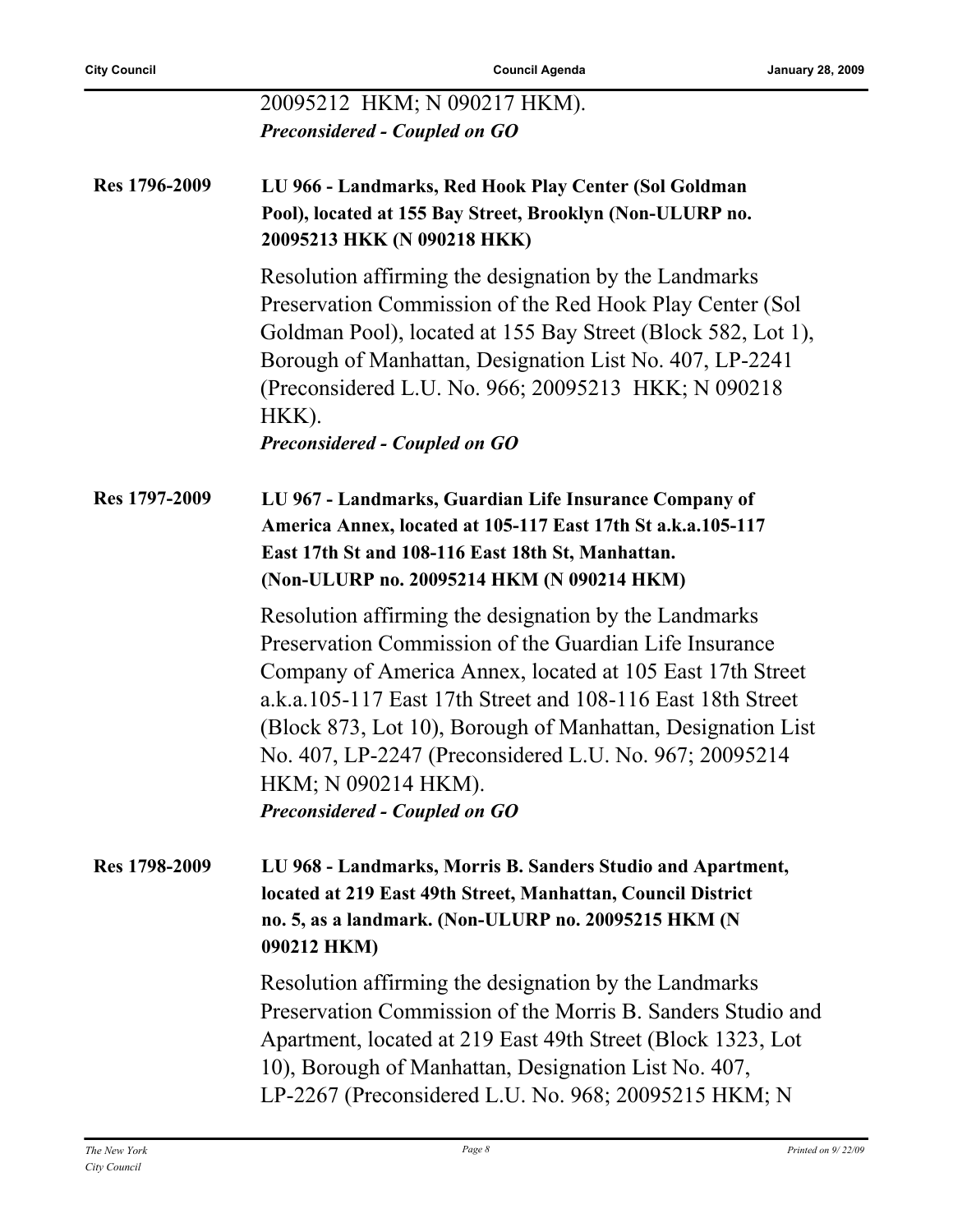20095212 HKM; N 090217 HKM).
***Preconsidered - Coupled on GO***

**Res 1796-2009** **LU 966 - Landmarks, Red Hook Play Center (Sol Goldman Pool), located at 155 Bay Street, Brooklyn (Non-ULURP no. 20095213 HKK (N 090218 HKK)**

Resolution affirming the designation by the Landmarks Preservation Commission of the Red Hook Play Center (Sol Goldman Pool), located at 155 Bay Street (Block 582, Lot 1), Borough of Manhattan, Designation List No. 407, LP-2241 (Preconsidered L.U. No. 966; 20095213 HKK; N 090218 HKK).
***Preconsidered - Coupled on GO***

**Res 1797-2009** **LU 967 - Landmarks, Guardian Life Insurance Company of America Annex, located at 105-117 East 17th St a.k.a.105-117 East 17th St and 108-116 East 18th St, Manhattan. (Non-ULURP no. 20095214 HKM (N 090214 HKM)**

Resolution affirming the designation by the Landmarks Preservation Commission of the Guardian Life Insurance Company of America Annex, located at 105 East 17th Street a.k.a.105-117 East 17th Street and 108-116 East 18th Street (Block 873, Lot 10), Borough of Manhattan, Designation List No. 407, LP-2247 (Preconsidered L.U. No. 967; 20095214 HKM; N 090214 HKM).
***Preconsidered - Coupled on GO***

**Res 1798-2009** **LU 968 - Landmarks, Morris B. Sanders Studio and Apartment, located at 219 East 49th Street, Manhattan, Council District no. 5, as a landmark. (Non-ULURP no. 20095215 HKM (N 090212 HKM)**

Resolution affirming the designation by the Landmarks Preservation Commission of the Morris B. Sanders Studio and Apartment, located at 219 East 49th Street (Block 1323, Lot 10), Borough of Manhattan, Designation List No. 407, LP-2267 (Preconsidered L.U. No. 968; 20095215 HKM; N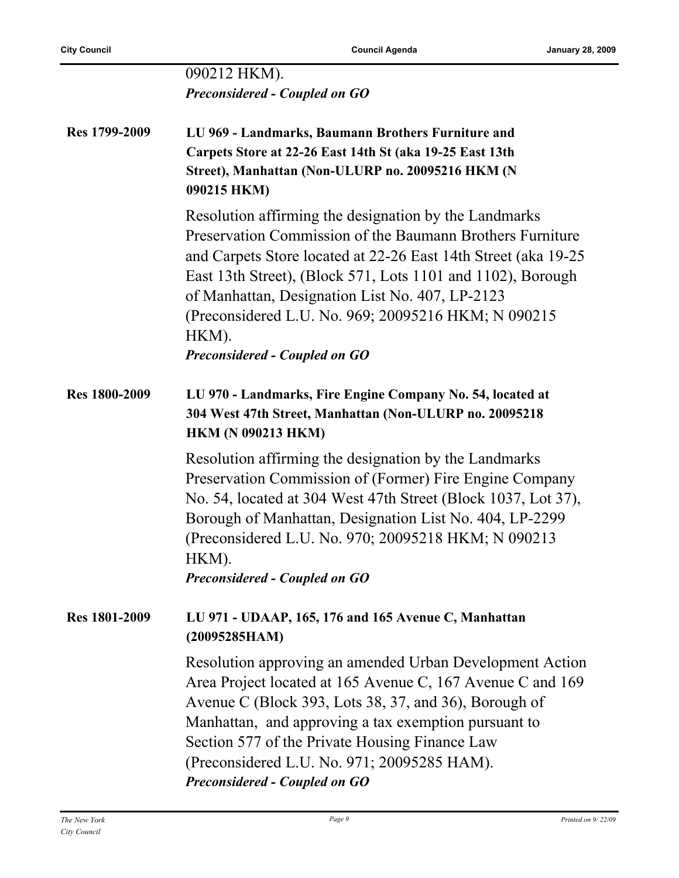090212 HKM).
***Preconsidered - Coupled on GO***

**Res 1799-2009** **LU 969 - Landmarks, Baumann Brothers Furniture and Carpets Store at 22-26 East 14th St (aka 19-25 East 13th Street), Manhattan (Non-ULURP no. 20095216 HKM (N 090215 HKM)**

Resolution affirming the designation by the Landmarks Preservation Commission of the Baumann Brothers Furniture and Carpets Store located at 22-26 East 14th Street (aka 19-25 East 13th Street), (Block 571, Lots 1101 and 1102), Borough of Manhattan, Designation List No. 407, LP-2123 (Preconsidered L.U. No. 969; 20095216 HKM; N 090215 HKM).
***Preconsidered - Coupled on GO***

**Res 1800-2009** **LU 970 - Landmarks, Fire Engine Company No. 54, located at 304 West 47th Street, Manhattan (Non-ULURP no. 20095218 HKM (N 090213 HKM)**

Resolution affirming the designation by the Landmarks Preservation Commission of (Former) Fire Engine Company No. 54, located at 304 West 47th Street (Block 1037, Lot 37), Borough of Manhattan, Designation List No. 404, LP-2299 (Preconsidered L.U. No. 970; 20095218 HKM; N 090213 HKM).
***Preconsidered - Coupled on GO***

**Res 1801-2009** **LU 971 - UDAAP, 165, 176 and 165 Avenue C, Manhattan (20095285HAM)**

Resolution approving an amended Urban Development Action Area Project located at 165 Avenue C, 167 Avenue C and 169 Avenue C (Block 393, Lots 38, 37, and 36), Borough of Manhattan, and approving a tax exemption pursuant to Section 577 of the Private Housing Finance Law (Preconsidered L.U. No. 971; 20095285 HAM).
***Preconsidered - Coupled on GO***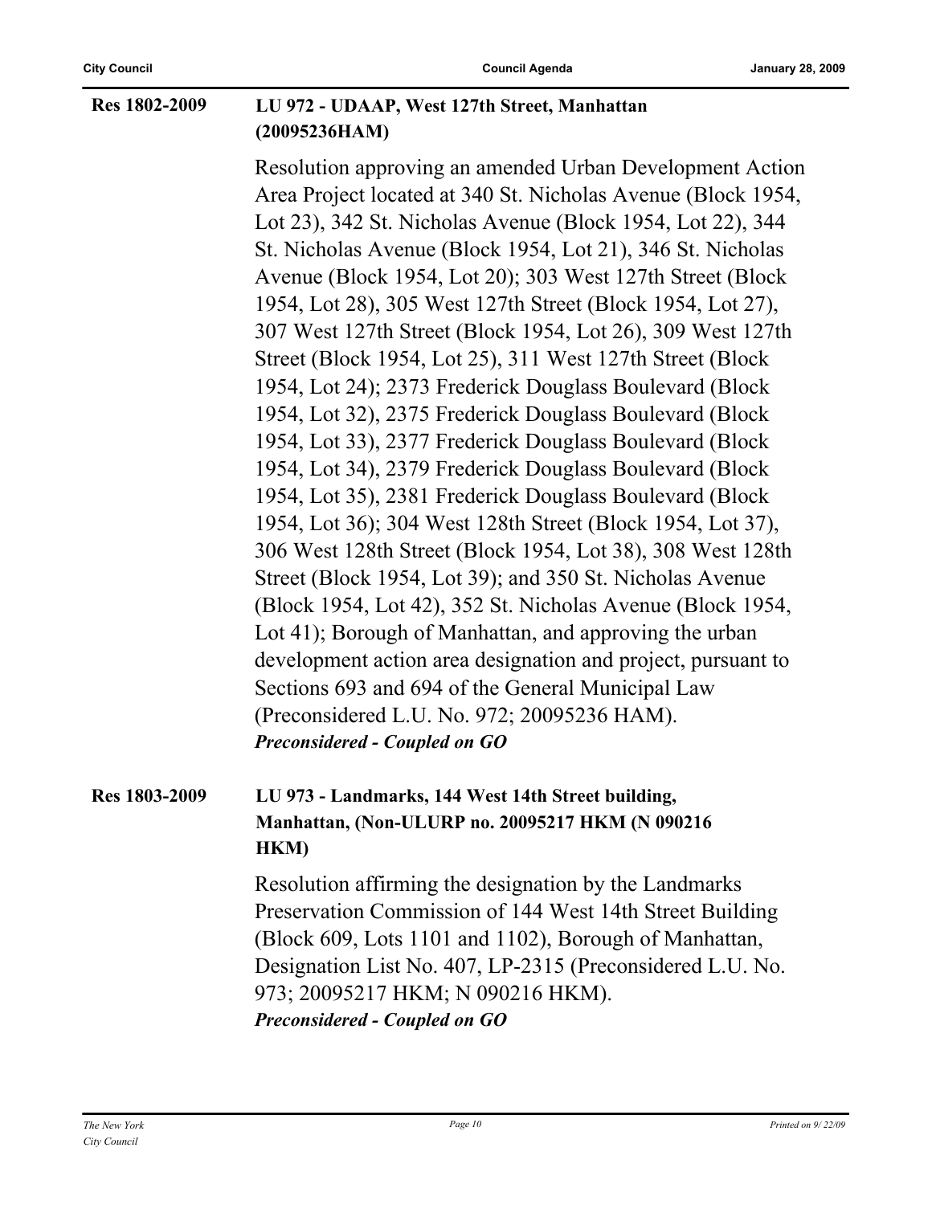**Res 1802-2009** **LU 972 - UDAAP, West 127th Street, Manhattan (20095236HAM)**

Resolution approving an amended Urban Development Action Area Project located at 340 St. Nicholas Avenue (Block 1954, Lot 23), 342 St. Nicholas Avenue (Block 1954, Lot 22), 344 St. Nicholas Avenue (Block 1954, Lot 21), 346 St. Nicholas Avenue (Block 1954, Lot 20); 303 West 127th Street (Block 1954, Lot 28), 305 West 127th Street (Block 1954, Lot 27), 307 West 127th Street (Block 1954, Lot 26), 309 West 127th Street (Block 1954, Lot 25), 311 West 127th Street (Block 1954, Lot 24); 2373 Frederick Douglass Boulevard (Block 1954, Lot 32), 2375 Frederick Douglass Boulevard (Block 1954, Lot 33), 2377 Frederick Douglass Boulevard (Block 1954, Lot 34), 2379 Frederick Douglass Boulevard (Block 1954, Lot 35), 2381 Frederick Douglass Boulevard (Block 1954, Lot 36); 304 West 128th Street (Block 1954, Lot 37), 306 West 128th Street (Block 1954, Lot 38), 308 West 128th Street (Block 1954, Lot 39); and 350 St. Nicholas Avenue (Block 1954, Lot 42), 352 St. Nicholas Avenue (Block 1954, Lot 41); Borough of Manhattan, and approving the urban development action area designation and project, pursuant to Sections 693 and 694 of the General Municipal Law (Preconsidered L.U. No. 972; 20095236 HAM).

***Preconsidered - Coupled on GO***

**Res 1803-2009** **LU 973 - Landmarks, 144 West 14th Street building, Manhattan, (Non-ULURP no. 20095217 HKM (N 090216 HKM)**

Resolution affirming the designation by the Landmarks Preservation Commission of 144 West 14th Street Building (Block 609, Lots 1101 and 1102), Borough of Manhattan, Designation List No. 407, LP-2315 (Preconsidered L.U. No. 973; 20095217 HKM; N 090216 HKM).

***Preconsidered - Coupled on GO***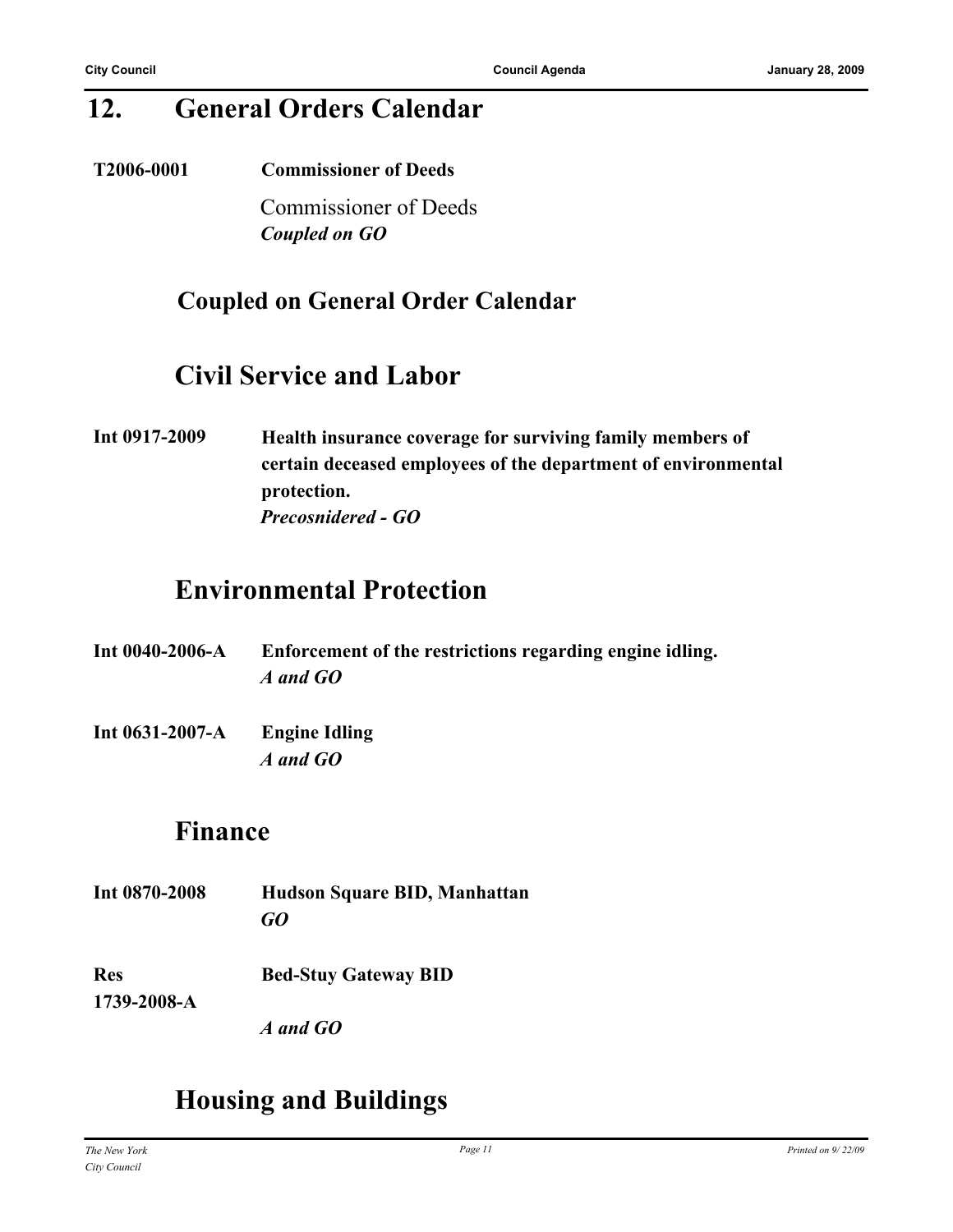## 12. General Orders Calendar

**T2006-0001** **Commissioner of Deeds**

Commissioner of Deeds

***Coupled on GO***

### Coupled on General Order Calendar

### Civil Service and Labor

**Int 0917-2009** **Health insurance coverage for surviving family members of certain deceased employees of the department of environmental protection.**

***Precosnidered - GO***

### Environmental Protection

**Int 0040-2006-A** **Enforcement of the restrictions regarding engine idling.**

***A and GO***

**Int 0631-2007-A** **Engine Idling**

***A and GO***

### Finance

**Int 0870-2008** **Hudson Square BID, Manhattan**

***GO***

**Res 1739-2008-A** **Bed-Stuy Gateway BID**

***A and GO***

### Housing and Buildings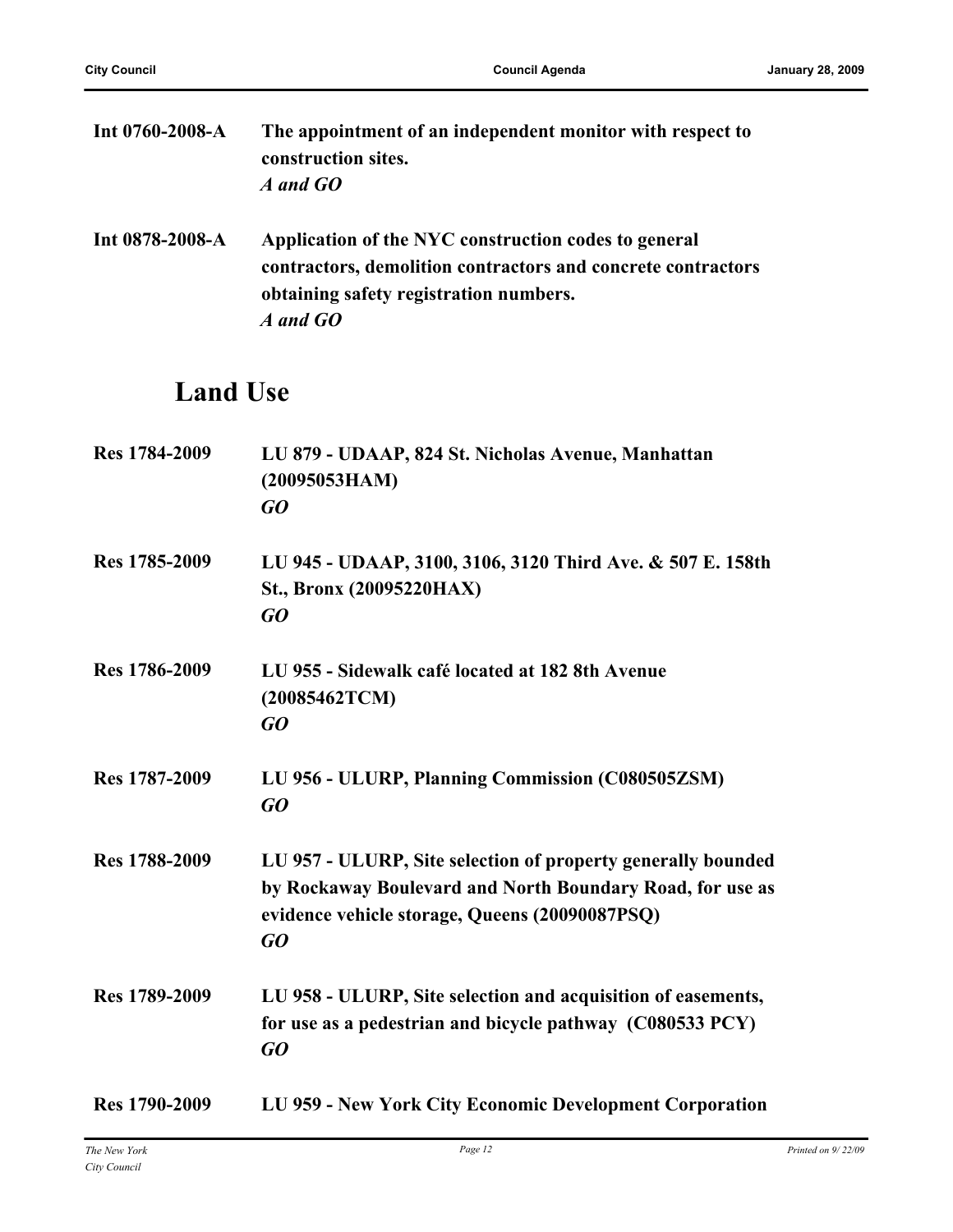**Int 0760-2008-A** **The appointment of an independent monitor with respect to construction sites.**
***A and GO***

**Int 0878-2008-A** **Application of the NYC construction codes to general contractors, demolition contractors and concrete contractors obtaining safety registration numbers.**
***A and GO***

## Land Use

**Res 1784-2009** **LU 879 - UDAAP, 824 St. Nicholas Avenue, Manhattan (20095053HAM)**
***GO***

**Res 1785-2009** **LU 945 - UDAAP, 3100, 3106, 3120 Third Ave. & 507 E. 158th St., Bronx (20095220HAX)**
***GO***

**Res 1786-2009** **LU 955 - Sidewalk café located at 182 8th Avenue (20085462TCM)**
***GO***

**Res 1787-2009** **LU 956 - ULURP, Planning Commission (C080505ZSM)**
***GO***

**Res 1788-2009** **LU 957 - ULURP, Site selection of property generally bounded by Rockaway Boulevard and North Boundary Road, for use as evidence vehicle storage, Queens (20090087PSQ)**
***GO***

**Res 1789-2009** **LU 958 - ULURP, Site selection and acquisition of easements, for use as a pedestrian and bicycle pathway (C080533 PCY)**
***GO***

**Res 1790-2009** **LU 959 - New York City Economic Development Corporation**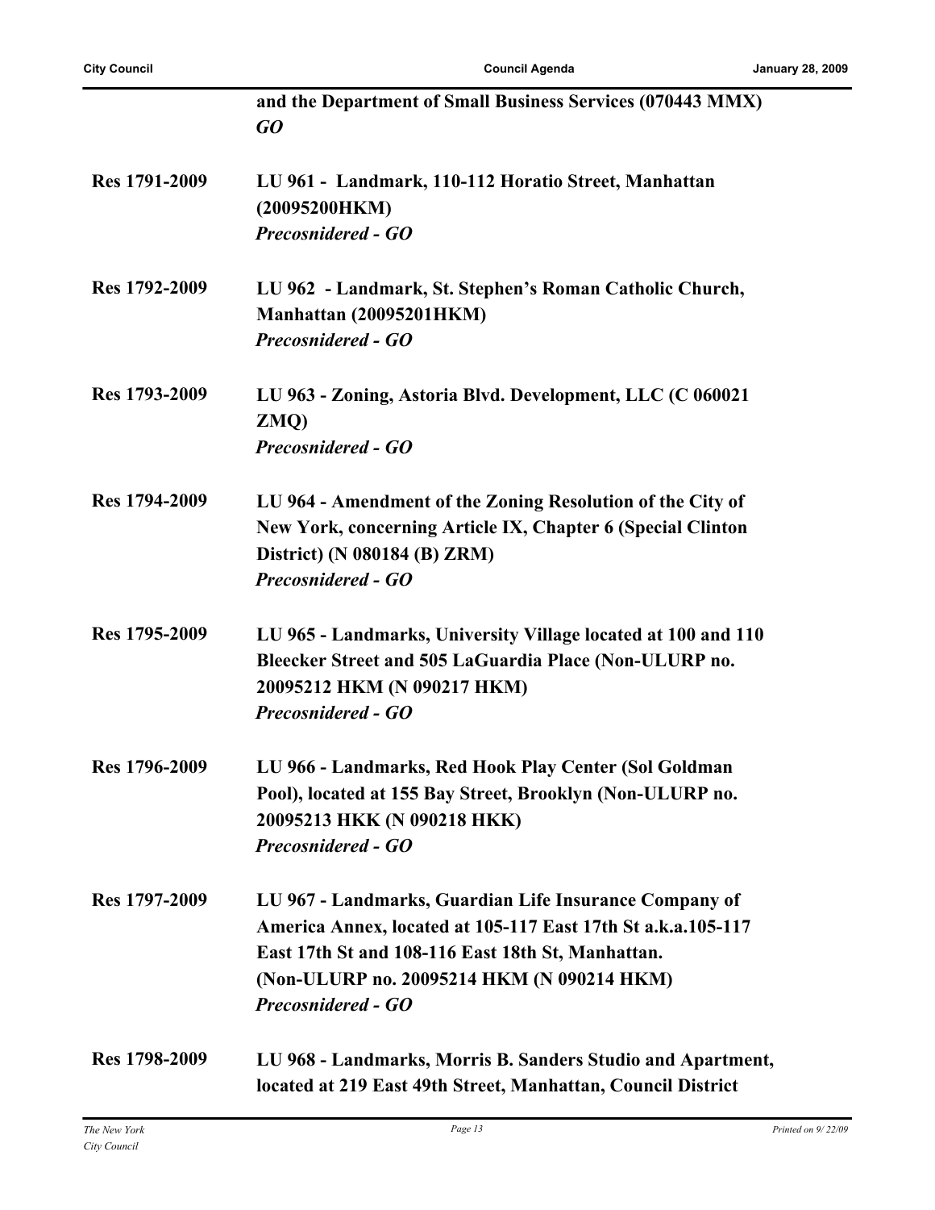| | |
|---|---|
| | **and the Department of Small Business Services (070443 MMX)** ***GO*** |
| **Res 1791-2009** | **LU 961 - Landmark, 110-112 Horatio Street, Manhattan (20095200HKM)** ***Precosnidered - GO*** |
| **Res 1792-2009** | **LU 962 - Landmark, St. Stephen's Roman Catholic Church, Manhattan (20095201HKM)** ***Precosnidered - GO*** |
| **Res 1793-2009** | **LU 963 - Zoning, Astoria Blvd. Development, LLC (C 060021 ZMQ)** ***Precosnidered - GO*** |
| **Res 1794-2009** | **LU 964 - Amendment of the Zoning Resolution of the City of New York, concerning Article IX, Chapter 6 (Special Clinton District) (N 080184 (B) ZRM)** ***Precosnidered - GO*** |
| **Res 1795-2009** | **LU 965 - Landmarks, University Village located at 100 and 110 Bleecker Street and 505 LaGuardia Place (Non-ULURP no. 20095212 HKM (N 090217 HKM)** ***Precosnidered - GO*** |
| **Res 1796-2009** | **LU 966 - Landmarks, Red Hook Play Center (Sol Goldman Pool), located at 155 Bay Street, Brooklyn (Non-ULURP no. 20095213 HKK (N 090218 HKK)** ***Precosnidered - GO*** |
| **Res 1797-2009** | **LU 967 - Landmarks, Guardian Life Insurance Company of America Annex, located at 105-117 East 17th St a.k.a.105-117 East 17th St and 108-116 East 18th St, Manhattan. (Non-ULURP no. 20095214 HKM (N 090214 HKM)** ***Precosnidered - GO*** |
| **Res 1798-2009** | **LU 968 - Landmarks, Morris B. Sanders Studio and Apartment, located at 219 East 49th Street, Manhattan, Council District** |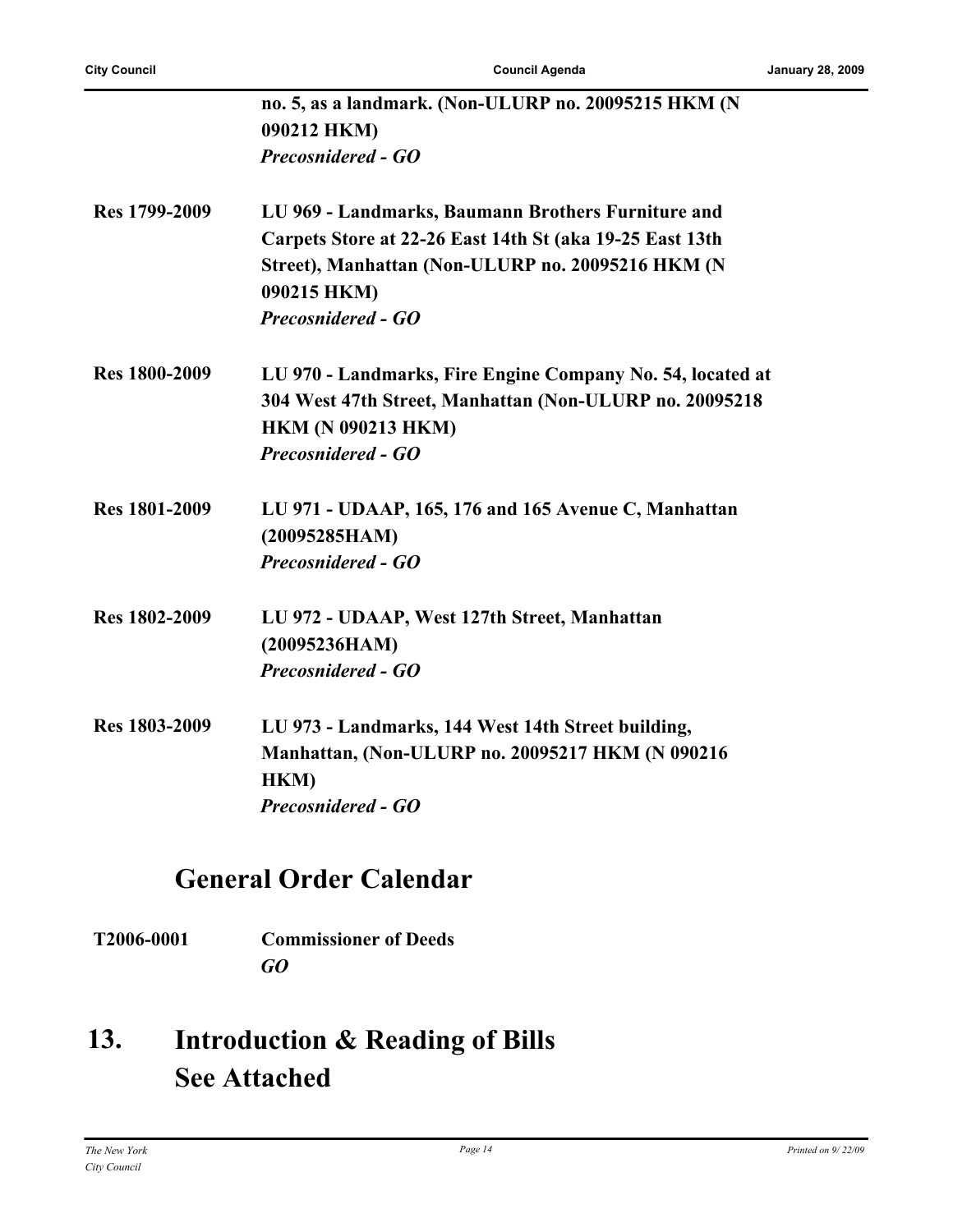**no. 5, as a landmark. (Non-ULURP no. 20095215 HKM (N 090212 HKM)**
***Precosnidered - GO***

**Res 1799-2009** **LU 969 - Landmarks, Baumann Brothers Furniture and Carpets Store at 22-26 East 14th St (aka 19-25 East 13th Street), Manhattan (Non-ULURP no. 20095216 HKM (N 090215 HKM)**
***Precosnidered - GO***

**Res 1800-2009** **LU 970 - Landmarks, Fire Engine Company No. 54, located at 304 West 47th Street, Manhattan (Non-ULURP no. 20095218 HKM (N 090213 HKM)**
***Precosnidered - GO***

**Res 1801-2009** **LU 971 - UDAAP, 165, 176 and 165 Avenue C, Manhattan (20095285HAM)**
***Precosnidered - GO***

**Res 1802-2009** **LU 972 - UDAAP, West 127th Street, Manhattan (20095236HAM)**
***Precosnidered - GO***

**Res 1803-2009** **LU 973 - Landmarks, 144 West 14th Street building, Manhattan, (Non-ULURP no. 20095217 HKM (N 090216 HKM)**
***Precosnidered - GO***

## General Order Calendar

**T2006-0001** **Commissioner of Deeds**
***GO***

# 13. Introduction & Reading of Bills See Attached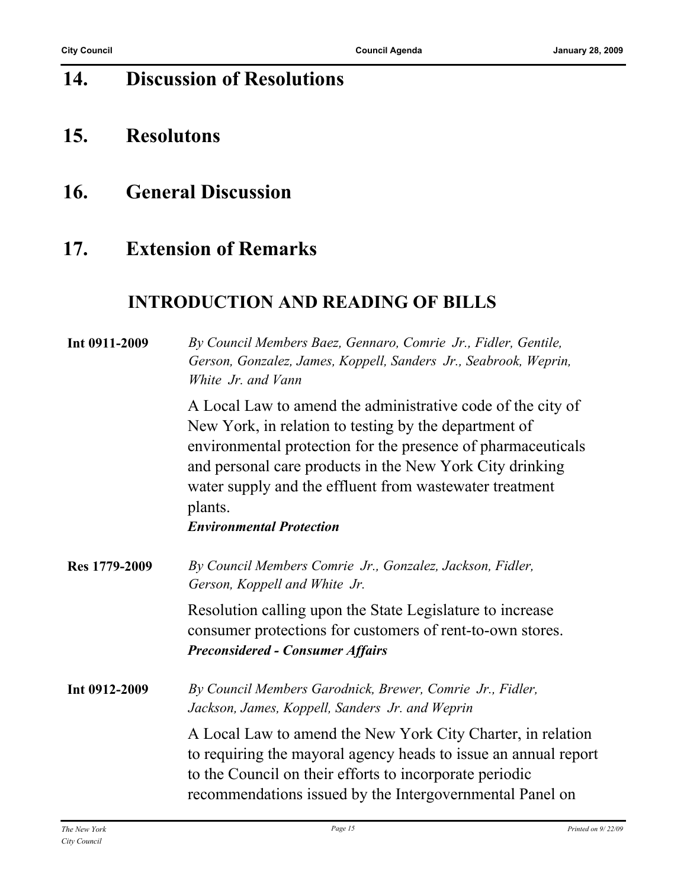## 14. Discussion of Resolutions

## 15. Resolutons

## 16. General Discussion

## 17. Extension of Remarks

## INTRODUCTION AND READING OF BILLS

**Int 0911-2009** *By Council Members Baez, Gennaro, Comrie Jr., Fidler, Gentile, Gerson, Gonzalez, James, Koppell, Sanders Jr., Seabrook, Weprin, White Jr. and Vann*

A Local Law to amend the administrative code of the city of New York, in relation to testing by the department of environmental protection for the presence of pharmaceuticals and personal care products in the New York City drinking water supply and the effluent from wastewater treatment plants.
***Environmental Protection***

**Res 1779-2009** *By Council Members Comrie Jr., Gonzalez, Jackson, Fidler, Gerson, Koppell and White Jr.*

Resolution calling upon the State Legislature to increase consumer protections for customers of rent-to-own stores.
***Preconsidered - Consumer Affairs***

**Int 0912-2009** *By Council Members Garodnick, Brewer, Comrie Jr., Fidler, Jackson, James, Koppell, Sanders Jr. and Weprin*

A Local Law to amend the New York City Charter, in relation to requiring the mayoral agency heads to issue an annual report to the Council on their efforts to incorporate periodic recommendations issued by the Intergovernmental Panel on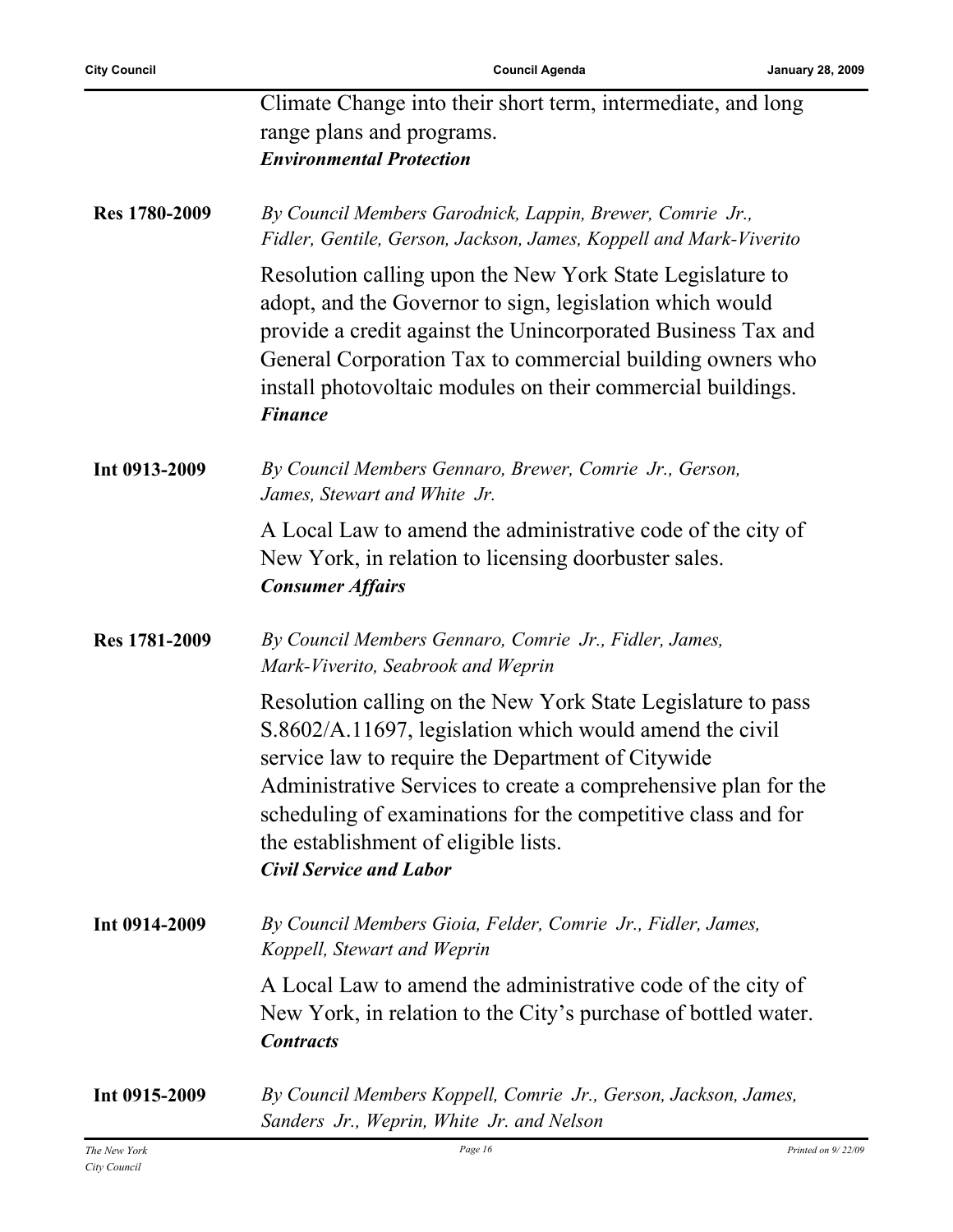Climate Change into their short term, intermediate, and long range plans and programs.
***Environmental Protection***

**Res 1780-2009**

*By Council Members Garodnick, Lappin, Brewer, Comrie Jr., Fidler, Gentile, Gerson, Jackson, James, Koppell and Mark-Viverito*

Resolution calling upon the New York State Legislature to adopt, and the Governor to sign, legislation which would provide a credit against the Unincorporated Business Tax and General Corporation Tax to commercial building owners who install photovoltaic modules on their commercial buildings.
***Finance***

**Int 0913-2009**

*By Council Members Gennaro, Brewer, Comrie Jr., Gerson, James, Stewart and White Jr.*

A Local Law to amend the administrative code of the city of New York, in relation to licensing doorbuster sales.
***Consumer Affairs***

**Res 1781-2009**

*By Council Members Gennaro, Comrie Jr., Fidler, James, Mark-Viverito, Seabrook and Weprin*

Resolution calling on the New York State Legislature to pass S.8602/A.11697, legislation which would amend the civil service law to require the Department of Citywide Administrative Services to create a comprehensive plan for the scheduling of examinations for the competitive class and for the establishment of eligible lists.
***Civil Service and Labor***

**Int 0914-2009**

*By Council Members Gioia, Felder, Comrie Jr., Fidler, James, Koppell, Stewart and Weprin*

A Local Law to amend the administrative code of the city of New York, in relation to the City's purchase of bottled water.
***Contracts***

**Int 0915-2009**

*By Council Members Koppell, Comrie Jr., Gerson, Jackson, James, Sanders Jr., Weprin, White Jr. and Nelson*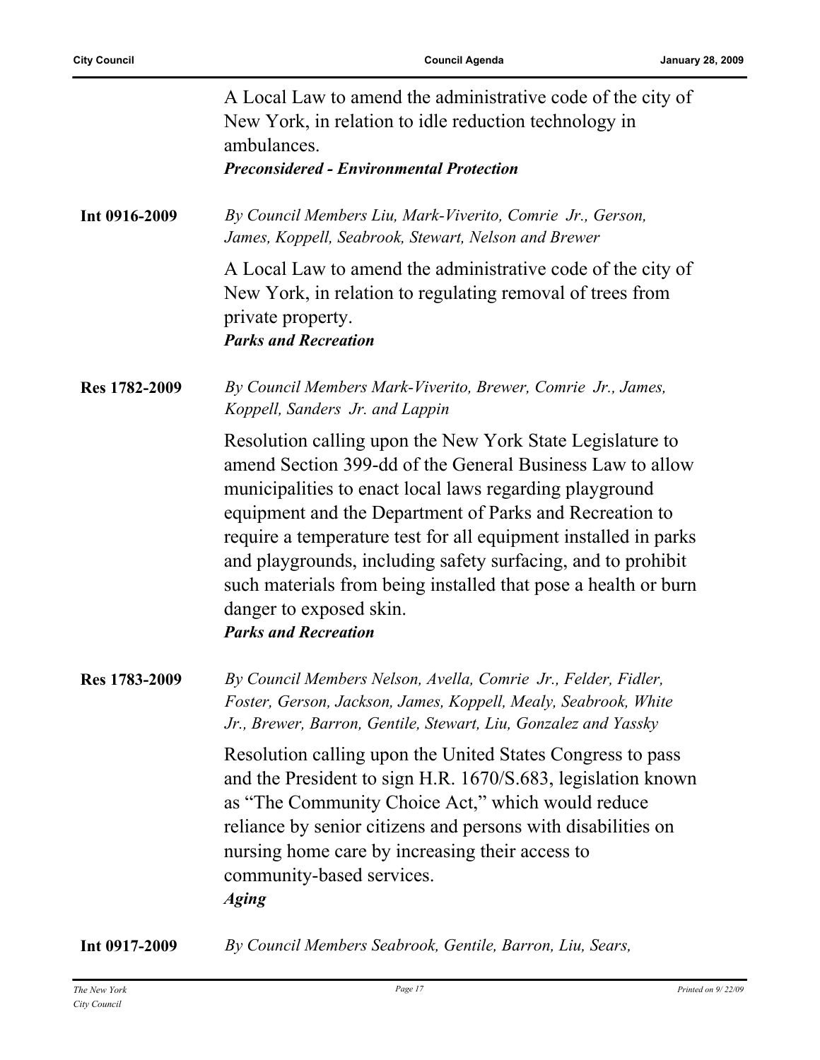A Local Law to amend the administrative code of the city of New York, in relation to idle reduction technology in ambulances.

***Preconsidered - Environmental Protection***

**Int 0916-2009** *By Council Members Liu, Mark-Viverito, Comrie Jr., Gerson, James, Koppell, Seabrook, Stewart, Nelson and Brewer*

A Local Law to amend the administrative code of the city of New York, in relation to regulating removal of trees from private property.

***Parks and Recreation***

**Res 1782-2009** *By Council Members Mark-Viverito, Brewer, Comrie Jr., James, Koppell, Sanders Jr. and Lappin*

Resolution calling upon the New York State Legislature to amend Section 399-dd of the General Business Law to allow municipalities to enact local laws regarding playground equipment and the Department of Parks and Recreation to require a temperature test for all equipment installed in parks and playgrounds, including safety surfacing, and to prohibit such materials from being installed that pose a health or burn danger to exposed skin.

***Parks and Recreation***

**Res 1783-2009** *By Council Members Nelson, Avella, Comrie Jr., Felder, Fidler, Foster, Gerson, Jackson, James, Koppell, Mealy, Seabrook, White Jr., Brewer, Barron, Gentile, Stewart, Liu, Gonzalez and Yassky*

Resolution calling upon the United States Congress to pass and the President to sign H.R. 1670/S.683, legislation known as "The Community Choice Act," which would reduce reliance by senior citizens and persons with disabilities on nursing home care by increasing their access to community-based services.

***Aging***

**Int 0917-2009** *By Council Members Seabrook, Gentile, Barron, Liu, Sears,*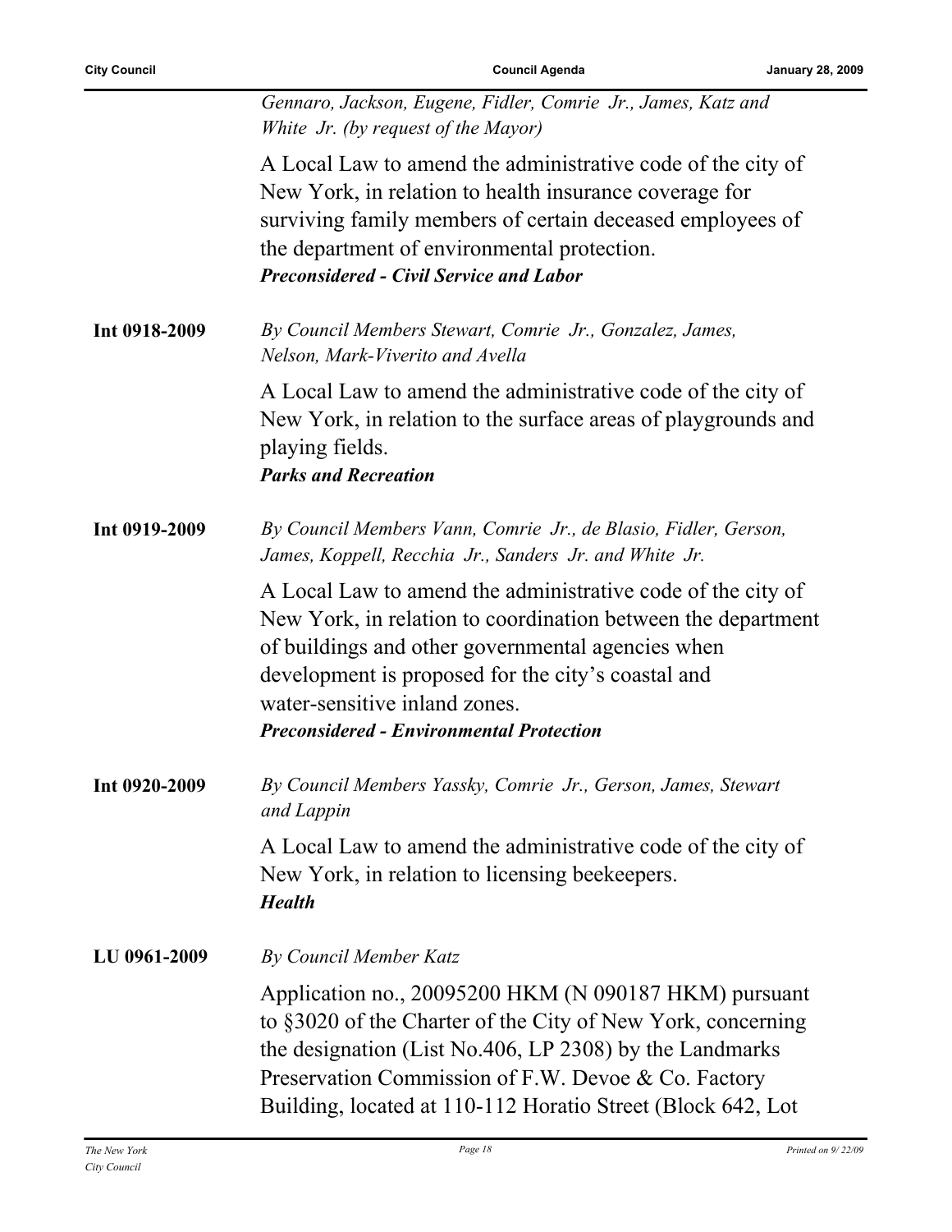*Gennaro, Jackson, Eugene, Fidler, Comrie Jr., James, Katz and White Jr. (by request of the Mayor)*

A Local Law to amend the administrative code of the city of New York, in relation to health insurance coverage for surviving family members of certain deceased employees of the department of environmental protection.
***Preconsidered - Civil Service and Labor***

**Int 0918-2009** *By Council Members Stewart, Comrie Jr., Gonzalez, James, Nelson, Mark-Viverito and Avella*

A Local Law to amend the administrative code of the city of New York, in relation to the surface areas of playgrounds and playing fields.
***Parks and Recreation***

**Int 0919-2009** *By Council Members Vann, Comrie Jr., de Blasio, Fidler, Gerson, James, Koppell, Recchia Jr., Sanders Jr. and White Jr.*

A Local Law to amend the administrative code of the city of New York, in relation to coordination between the department of buildings and other governmental agencies when development is proposed for the city's coastal and water-sensitive inland zones.
***Preconsidered - Environmental Protection***

**Int 0920-2009** *By Council Members Yassky, Comrie Jr., Gerson, James, Stewart and Lappin*

A Local Law to amend the administrative code of the city of New York, in relation to licensing beekeepers.
***Health***

**LU 0961-2009** *By Council Member Katz*

Application no., 20095200 HKM (N 090187 HKM) pursuant to §3020 of the Charter of the City of New York, concerning the designation (List No.406, LP 2308) by the Landmarks Preservation Commission of F.W. Devoe & Co. Factory Building, located at 110-112 Horatio Street (Block 642, Lot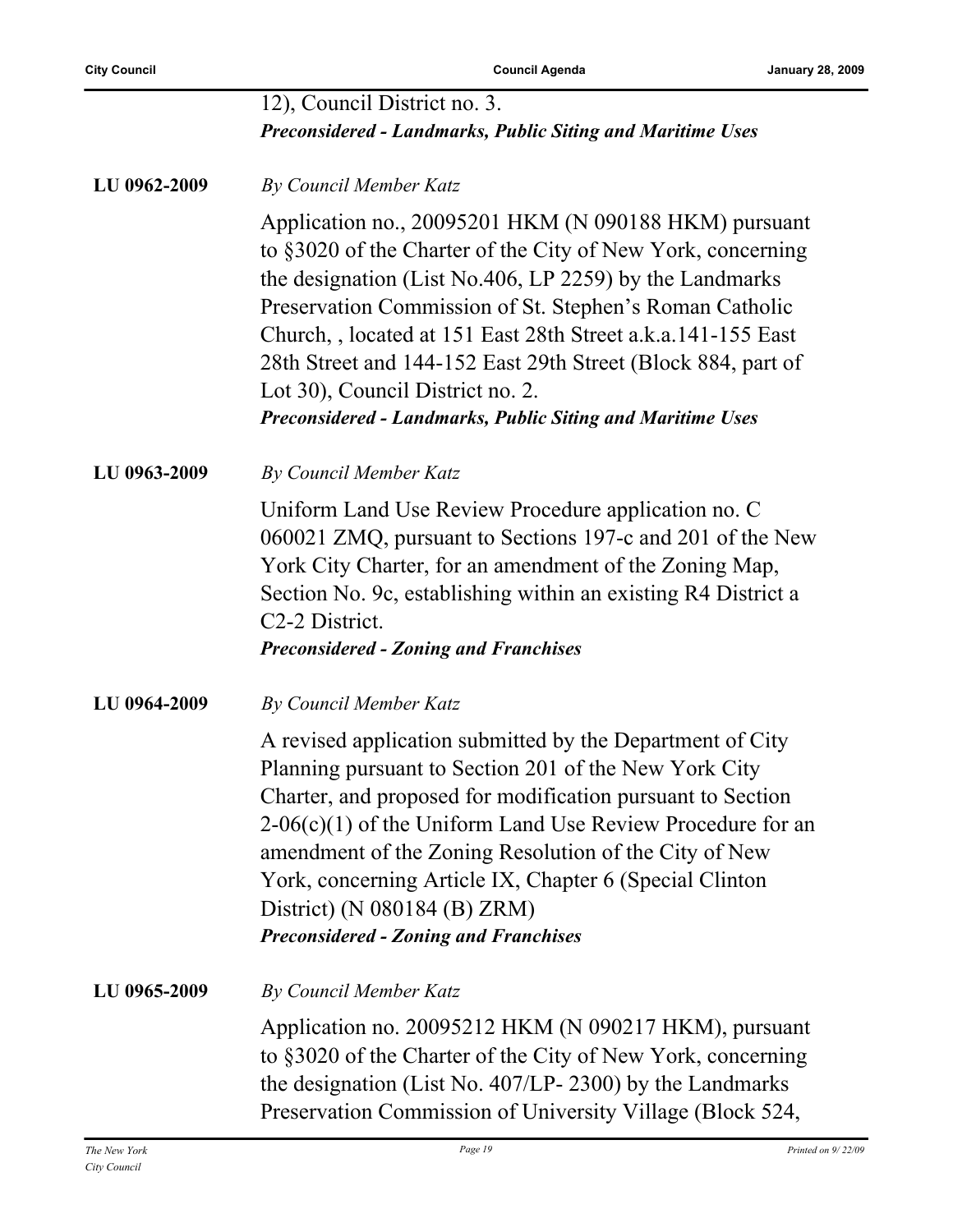12), Council District no. 3.
***Preconsidered - Landmarks, Public Siting and Maritime Uses***

**LU 0962-2009** *By Council Member Katz*

Application no., 20095201 HKM (N 090188 HKM) pursuant to §3020 of the Charter of the City of New York, concerning the designation (List No.406, LP 2259) by the Landmarks Preservation Commission of St. Stephen's Roman Catholic Church, , located at 151 East 28th Street a.k.a.141-155 East 28th Street and 144-152 East 29th Street (Block 884, part of Lot 30), Council District no. 2.
***Preconsidered - Landmarks, Public Siting and Maritime Uses***

**LU 0963-2009** *By Council Member Katz*

Uniform Land Use Review Procedure application no. C 060021 ZMQ, pursuant to Sections 197-c and 201 of the New York City Charter, for an amendment of the Zoning Map, Section No. 9c, establishing within an existing R4 District a C2-2 District.
***Preconsidered - Zoning and Franchises***

**LU 0964-2009** *By Council Member Katz*

A revised application submitted by the Department of City Planning pursuant to Section 201 of the New York City Charter, and proposed for modification pursuant to Section 2-06(c)(1) of the Uniform Land Use Review Procedure for an amendment of the Zoning Resolution of the City of New York, concerning Article IX, Chapter 6 (Special Clinton District) (N 080184 (B) ZRM)
***Preconsidered - Zoning and Franchises***

**LU 0965-2009** *By Council Member Katz*

Application no. 20095212 HKM (N 090217 HKM), pursuant to §3020 of the Charter of the City of New York, concerning the designation (List No. 407/LP- 2300) by the Landmarks Preservation Commission of University Village (Block 524,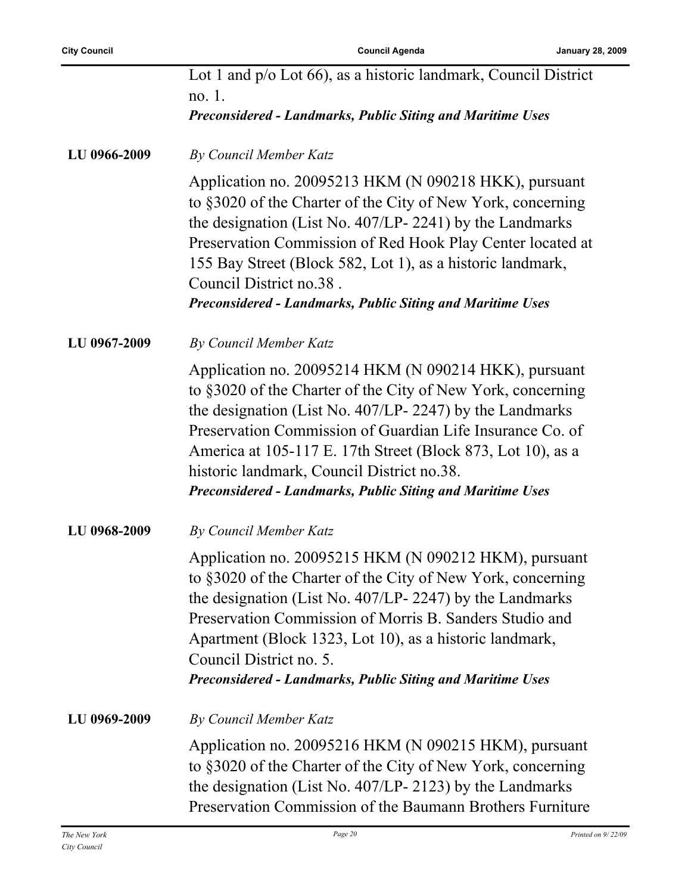Lot 1 and p/o Lot 66), as a historic landmark, Council District no. 1.

***Preconsidered - Landmarks, Public Siting and Maritime Uses***

**LU 0966-2009** *By Council Member Katz*

Application no. 20095213 HKM (N 090218 HKK), pursuant to §3020 of the Charter of the City of New York, concerning the designation (List No. 407/LP- 2241) by the Landmarks Preservation Commission of Red Hook Play Center located at 155 Bay Street (Block 582, Lot 1), as a historic landmark, Council District no.38 .

***Preconsidered - Landmarks, Public Siting and Maritime Uses***

**LU 0967-2009** *By Council Member Katz*

Application no. 20095214 HKM (N 090214 HKK), pursuant to §3020 of the Charter of the City of New York, concerning the designation (List No. 407/LP- 2247) by the Landmarks Preservation Commission of Guardian Life Insurance Co. of America at 105-117 E. 17th Street (Block 873, Lot 10), as a historic landmark, Council District no.38.

***Preconsidered - Landmarks, Public Siting and Maritime Uses***

**LU 0968-2009** *By Council Member Katz*

Application no. 20095215 HKM (N 090212 HKM), pursuant to §3020 of the Charter of the City of New York, concerning the designation (List No. 407/LP- 2247) by the Landmarks Preservation Commission of Morris B. Sanders Studio and Apartment (Block 1323, Lot 10), as a historic landmark, Council District no. 5.

***Preconsidered - Landmarks, Public Siting and Maritime Uses***

**LU 0969-2009** *By Council Member Katz*

Application no. 20095216 HKM (N 090215 HKM), pursuant to §3020 of the Charter of the City of New York, concerning the designation (List No. 407/LP- 2123) by the Landmarks Preservation Commission of the Baumann Brothers Furniture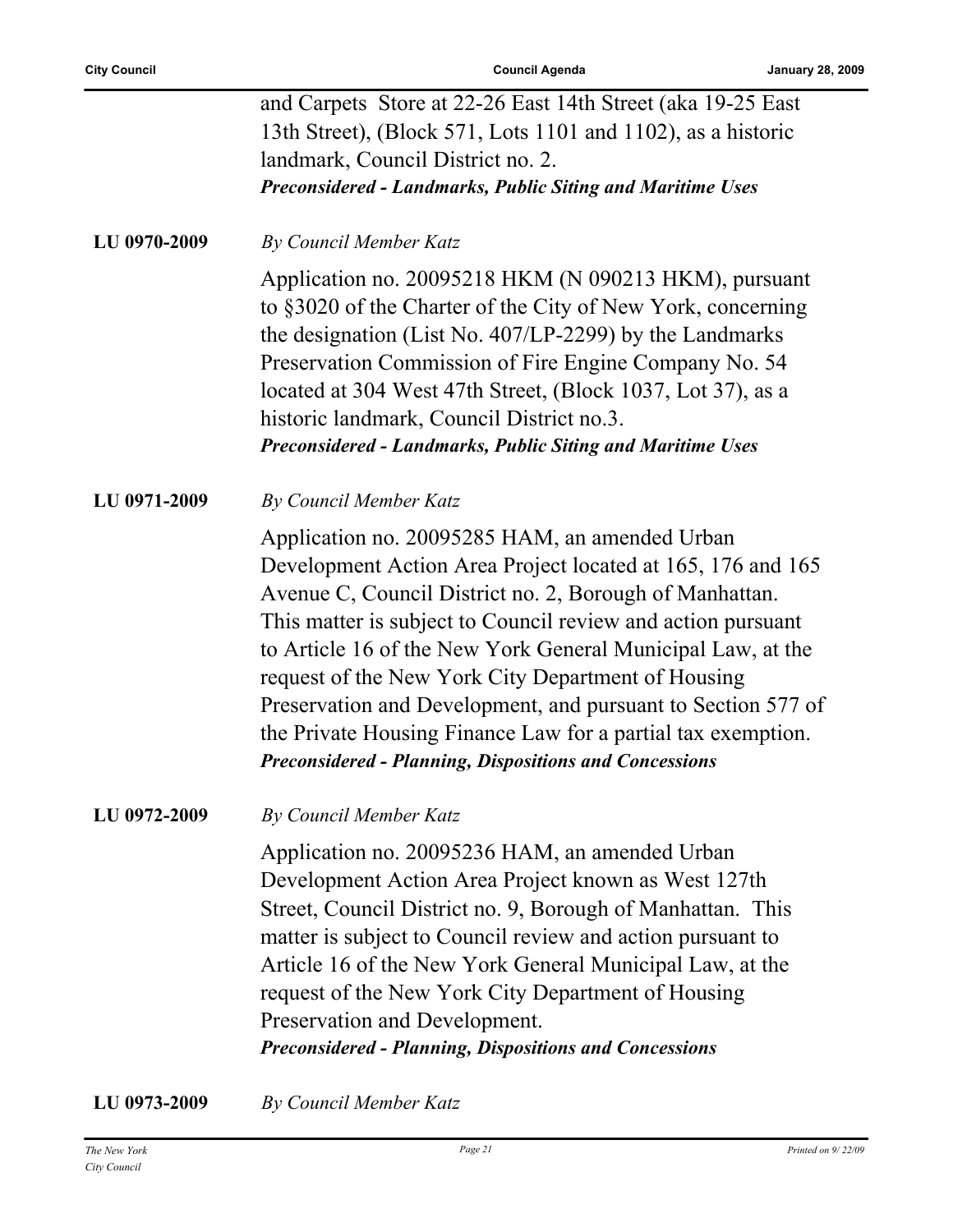and Carpets Store at 22-26 East 14th Street (aka 19-25 East 13th Street), (Block 571, Lots 1101 and 1102), as a historic landmark, Council District no. 2.
***Preconsidered - Landmarks, Public Siting and Maritime Uses***

**LU 0970-2009** *By Council Member Katz*

Application no. 20095218 HKM (N 090213 HKM), pursuant to §3020 of the Charter of the City of New York, concerning the designation (List No. 407/LP-2299) by the Landmarks Preservation Commission of Fire Engine Company No. 54 located at 304 West 47th Street, (Block 1037, Lot 37), as a historic landmark, Council District no.3.
***Preconsidered - Landmarks, Public Siting and Maritime Uses***

**LU 0971-2009** *By Council Member Katz*

Application no. 20095285 HAM, an amended Urban Development Action Area Project located at 165, 176 and 165 Avenue C, Council District no. 2, Borough of Manhattan. This matter is subject to Council review and action pursuant to Article 16 of the New York General Municipal Law, at the request of the New York City Department of Housing Preservation and Development, and pursuant to Section 577 of the Private Housing Finance Law for a partial tax exemption.
***Preconsidered - Planning, Dispositions and Concessions***

**LU 0972-2009** *By Council Member Katz*

Application no. 20095236 HAM, an amended Urban Development Action Area Project known as West 127th Street, Council District no. 9, Borough of Manhattan. This matter is subject to Council review and action pursuant to Article 16 of the New York General Municipal Law, at the request of the New York City Department of Housing Preservation and Development.
***Preconsidered - Planning, Dispositions and Concessions***

**LU 0973-2009** *By Council Member Katz*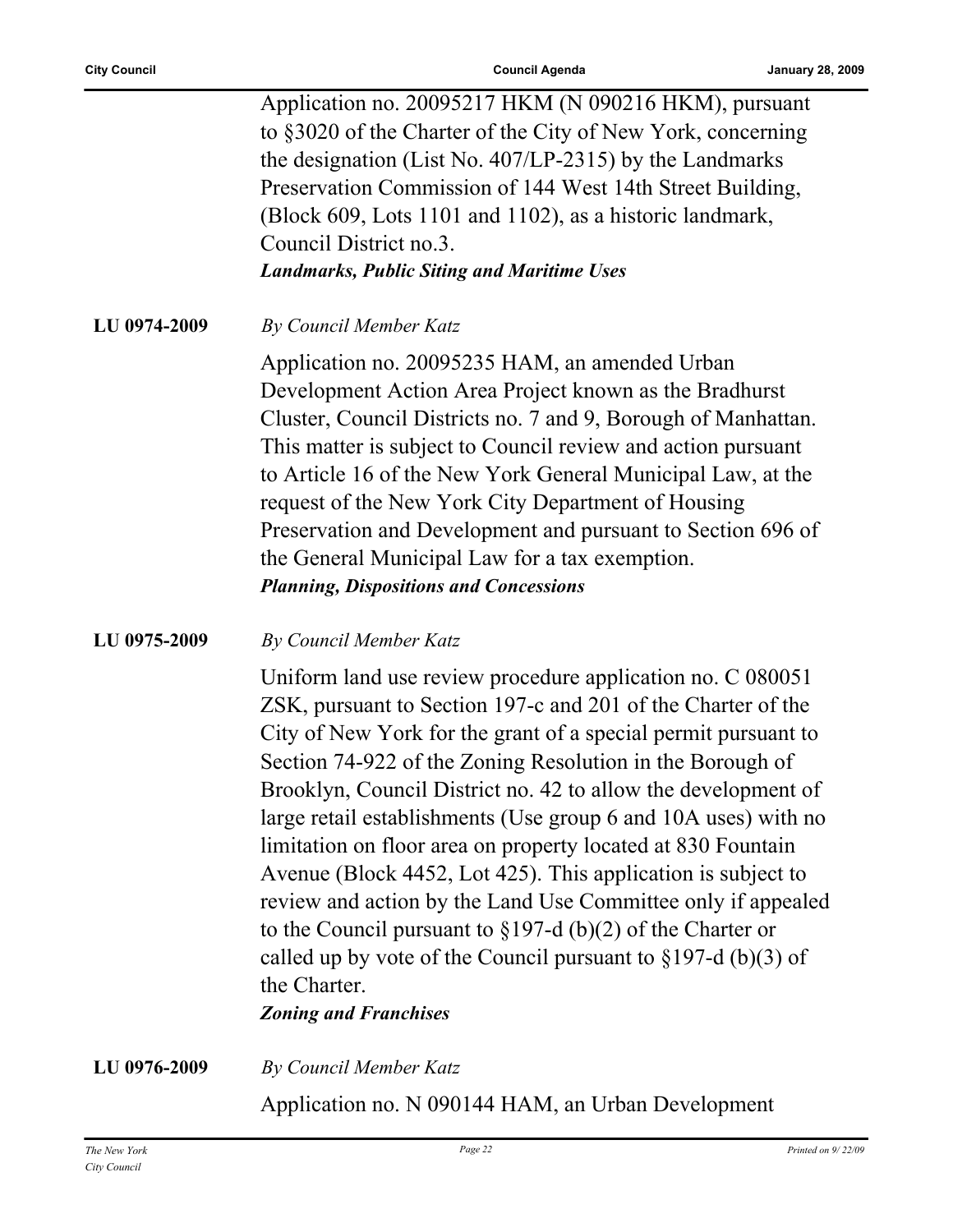Application no. 20095217 HKM (N 090216 HKM), pursuant to §3020 of the Charter of the City of New York, concerning the designation (List No. 407/LP-2315) by the Landmarks Preservation Commission of 144 West 14th Street Building, (Block 609, Lots 1101 and 1102), as a historic landmark, Council District no.3.

***Landmarks, Public Siting and Maritime Uses***

**LU 0974-2009** *By Council Member Katz*

Application no. 20095235 HAM, an amended Urban Development Action Area Project known as the Bradhurst Cluster, Council Districts no. 7 and 9, Borough of Manhattan. This matter is subject to Council review and action pursuant to Article 16 of the New York General Municipal Law, at the request of the New York City Department of Housing Preservation and Development and pursuant to Section 696 of the General Municipal Law for a tax exemption.

***Planning, Dispositions and Concessions***

**LU 0975-2009** *By Council Member Katz*

Uniform land use review procedure application no. C 080051 ZSK, pursuant to Section 197-c and 201 of the Charter of the City of New York for the grant of a special permit pursuant to Section 74-922 of the Zoning Resolution in the Borough of Brooklyn, Council District no. 42 to allow the development of large retail establishments (Use group 6 and 10A uses) with no limitation on floor area on property located at 830 Fountain Avenue (Block 4452, Lot 425). This application is subject to review and action by the Land Use Committee only if appealed to the Council pursuant to §197-d (b)(2) of the Charter or called up by vote of the Council pursuant to §197-d (b)(3) of the Charter.

***Zoning and Franchises***

**LU 0976-2009** *By Council Member Katz*

Application no. N 090144 HAM, an Urban Development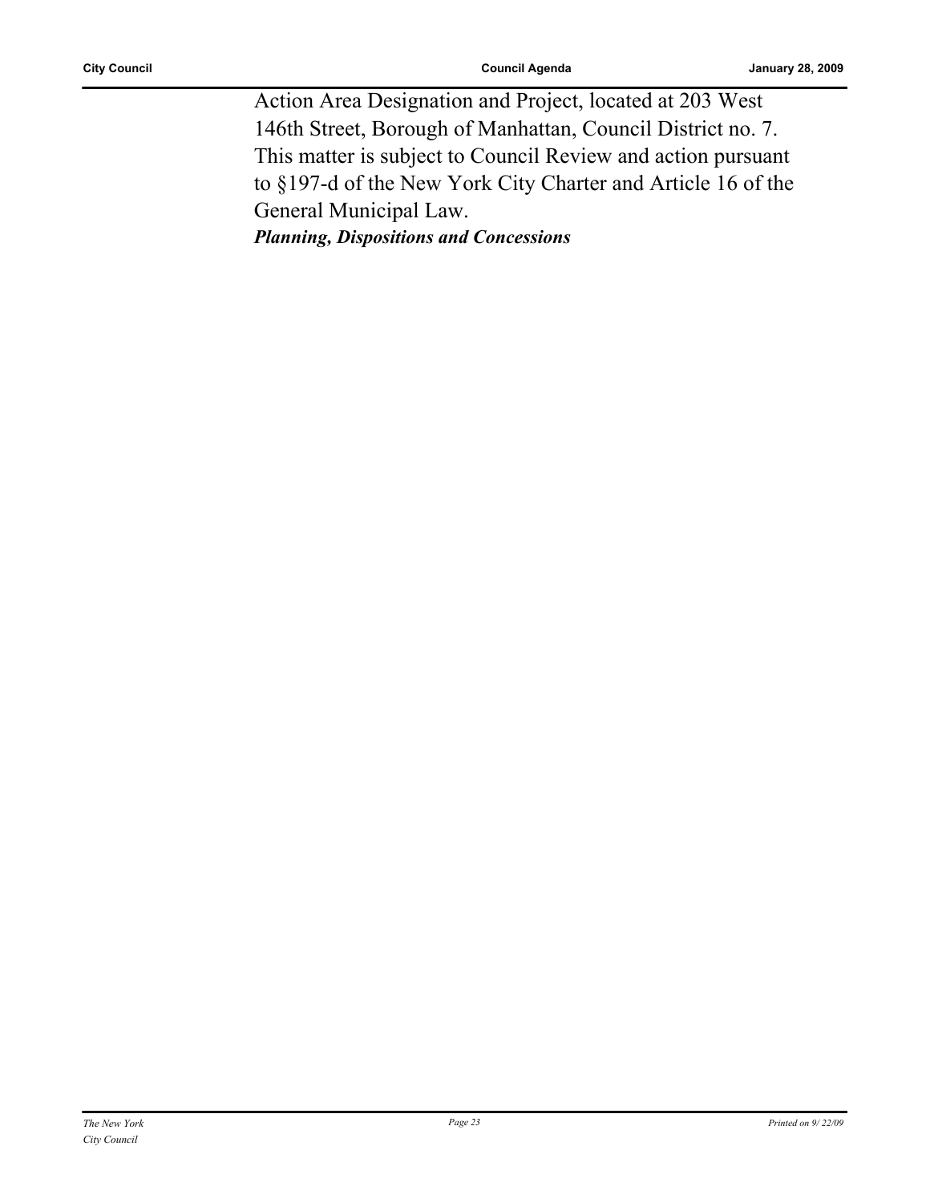Action Area Designation and Project, located at 203 West 146th Street, Borough of Manhattan, Council District no. 7. This matter is subject to Council Review and action pursuant to §197-d of the New York City Charter and Article 16 of the General Municipal Law.

***Planning, Dispositions and Concessions***